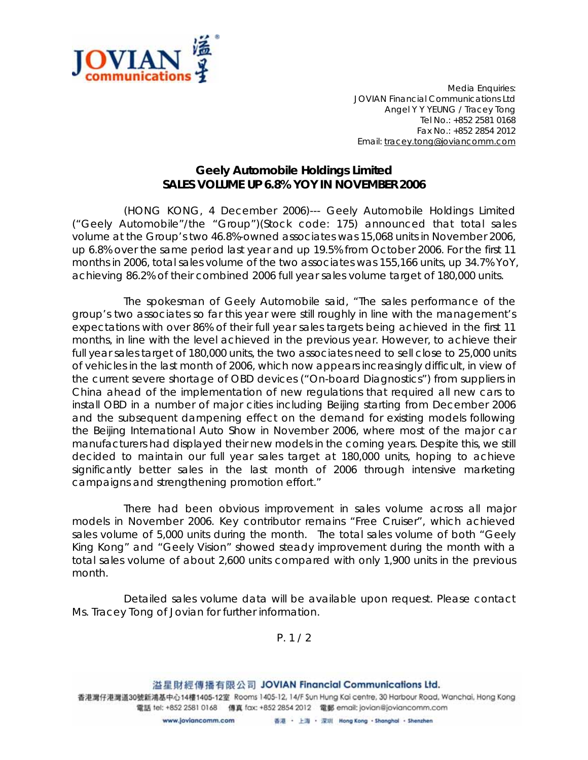Media Enquiries:
JOVIAN Financial Communications Ltd
Angel Y Y YEUNG / Tracey Tong
Tel No.: +852 2581 0168
Fax No.: +852 2854 2012
Email: tracey.tong@joviancomm.com

## Geely Automobile Holdings Limited
## SALES VOLUME UP 6.8% YOY IN NOVEMBER 2006

(HONG KONG, 4 December 2006)--- Geely Automobile Holdings Limited ("Geely Automobile"/the "Group")(Stock code: 175) announced that total sales volume at the Group's two 46.8%-owned associates was 15,068 units in November 2006, up 6.8% over the same period last year and up 19.5% from October 2006. For the first 11 months in 2006, total sales volume of the two associates was 155,166 units, up 34.7% YoY, achieving 86.2% of their combined 2006 full year sales volume target of 180,000 units.

The spokesman of Geely Automobile said, "The sales performance of the group's two associates so far this year were still roughly in line with the management's expectations with over 86% of their full year sales targets being achieved in the first 11 months, in line with the level achieved in the previous year. However, to achieve their full year sales target of 180,000 units, the two associates need to sell close to 25,000 units of vehicles in the last month of 2006, which now appears increasingly difficult, in view of the current severe shortage of OBD devices ("On-board Diagnostics") from suppliers in China ahead of the implementation of new regulations that required all new cars to install OBD in a number of major cities including Beijing starting from December 2006 and the subsequent dampening effect on the demand for existing models following the Beijing International Auto Show in November 2006, where most of the major car manufacturers had displayed their new models in the coming years. Despite this, we still decided to maintain our full year sales target at 180,000 units, hoping to achieve significantly better sales in the last month of 2006 through intensive marketing campaigns and strengthening promotion effort."

There had been obvious improvement in sales volume across all major models in November 2006. Key contributor remains "Free Cruiser", which achieved sales volume of 5,000 units during the month. The total sales volume of both "Geely King Kong" and "Geely Vision" showed steady improvement during the month with a total sales volume of about 2,600 units compared with only 1,900 units in the previous month.

Detailed sales volume data will be available upon request. Please contact Ms. Tracey Tong of Jovian for further information.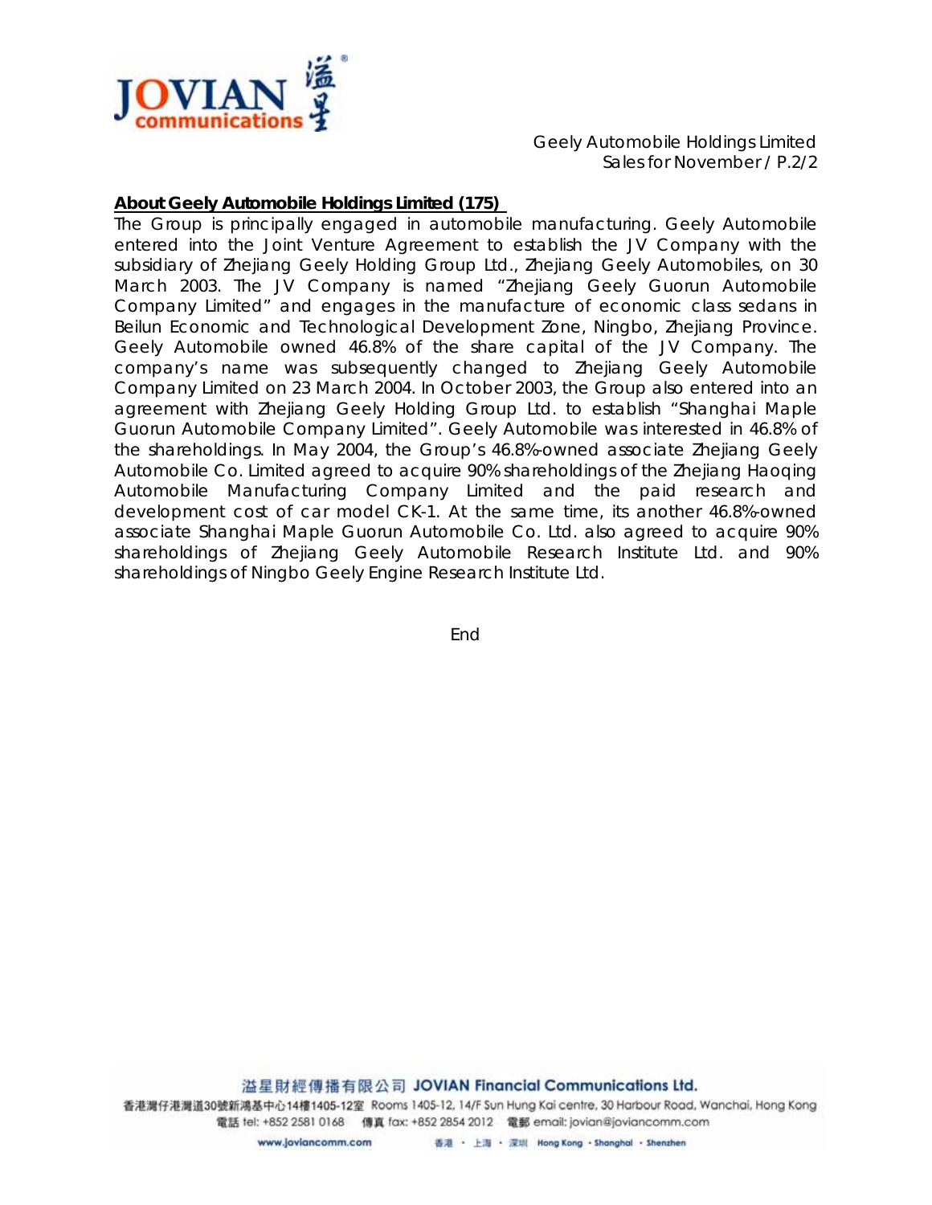## About Geely Automobile Holdings Limited (175)

The Group is principally engaged in automobile manufacturing. Geely Automobile entered into the Joint Venture Agreement to establish the JV Company with the subsidiary of Zhejiang Geely Holding Group Ltd., Zhejiang Geely Automobiles, on 30 March 2003. The JV Company is named "Zhejiang Geely Guorun Automobile Company Limited" and engages in the manufacture of economic class sedans in Beilun Economic and Technological Development Zone, Ningbo, Zhejiang Province. Geely Automobile owned 46.8% of the share capital of the JV Company. The company's name was subsequently changed to Zhejiang Geely Automobile Company Limited on 23 March 2004. In October 2003, the Group also entered into an agreement with Zhejiang Geely Holding Group Ltd. to establish "Shanghai Maple Guorun Automobile Company Limited". Geely Automobile was interested in 46.8% of the shareholdings. In May 2004, the Group's 46.8%-owned associate Zhejiang Geely Automobile Co. Limited agreed to acquire 90% shareholdings of the Zhejiang Haoqing Automobile Manufacturing Company Limited and the paid research and development cost of car model CK-1. At the same time, its another 46.8%-owned associate Shanghai Maple Guorun Automobile Co. Ltd. also agreed to acquire 90% shareholdings of Zhejiang Geely Automobile Research Institute Ltd. and 90% shareholdings of Ningbo Geely Engine Research Institute Ltd.

End